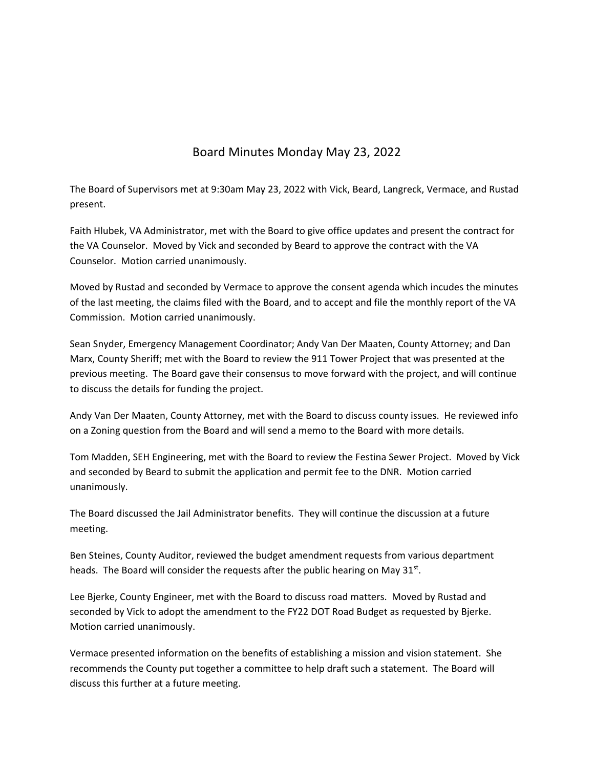# Board Minutes Monday May 23, 2022

The Board of Supervisors met at 9:30am May 23, 2022 with Vick, Beard, Langreck, Vermace, and Rustad present.

Faith Hlubek, VA Administrator, met with the Board to give office updates and present the contract for the VA Counselor. Moved by Vick and seconded by Beard to approve the contract with the VA Counselor. Motion carried unanimously.

Moved by Rustad and seconded by Vermace to approve the consent agenda which incudes the minutes of the last meeting, the claims filed with the Board, and to accept and file the monthly report of the VA Commission. Motion carried unanimously.

Sean Snyder, Emergency Management Coordinator; Andy Van Der Maaten, County Attorney; and Dan Marx, County Sheriff; met with the Board to review the 911 Tower Project that was presented at the previous meeting. The Board gave their consensus to move forward with the project, and will continue to discuss the details for funding the project.

Andy Van Der Maaten, County Attorney, met with the Board to discuss county issues. He reviewed info on a Zoning question from the Board and will send a memo to the Board with more details.

Tom Madden, SEH Engineering, met with the Board to review the Festina Sewer Project. Moved by Vick and seconded by Beard to submit the application and permit fee to the DNR. Motion carried unanimously.

The Board discussed the Jail Administrator benefits. They will continue the discussion at a future meeting.

Ben Steines, County Auditor, reviewed the budget amendment requests from various department heads. The Board will consider the requests after the public hearing on May 31st.

Lee Bjerke, County Engineer, met with the Board to discuss road matters. Moved by Rustad and seconded by Vick to adopt the amendment to the FY22 DOT Road Budget as requested by Bjerke. Motion carried unanimously.

Vermace presented information on the benefits of establishing a mission and vision statement. She recommends the County put together a committee to help draft such a statement. The Board will discuss this further at a future meeting.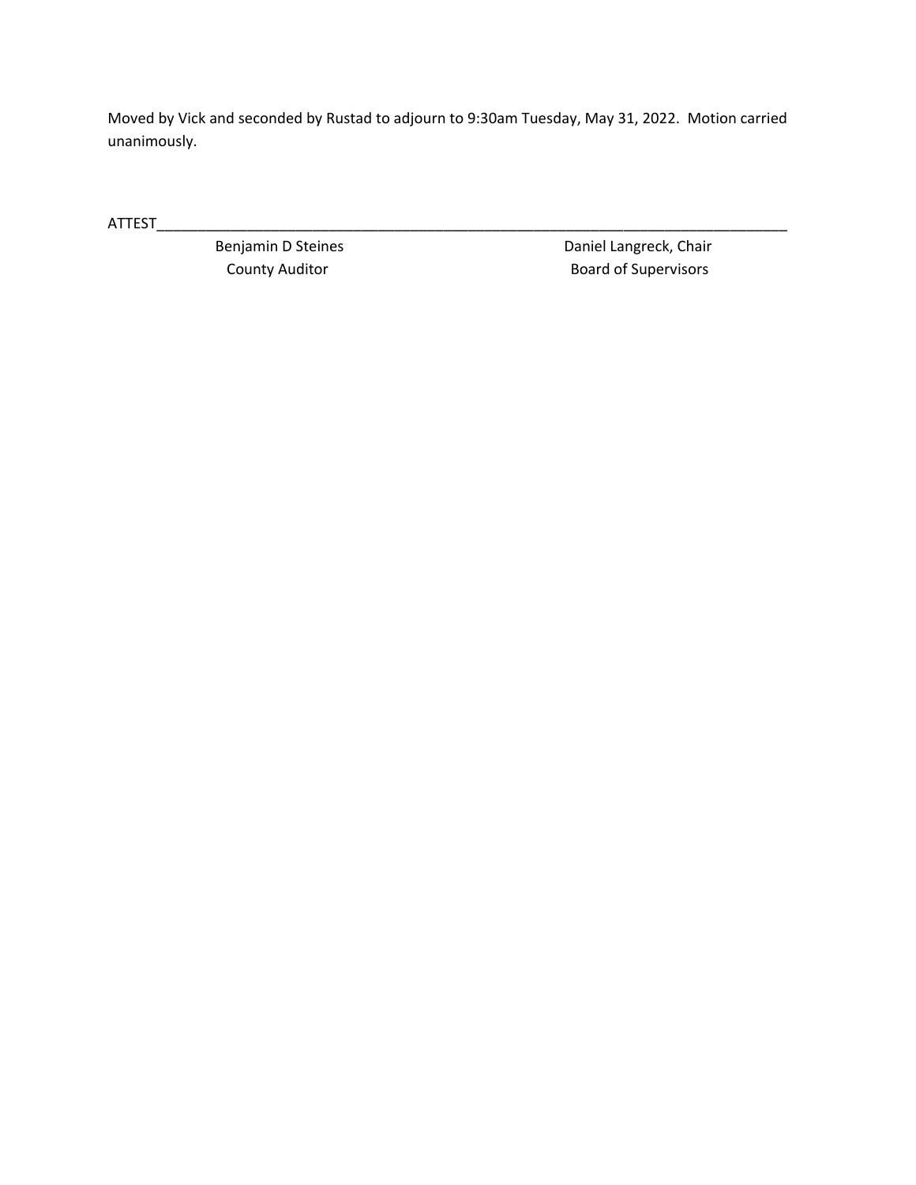Moved by Vick and seconded by Rustad to adjourn to 9:30am Tuesday, May 31, 2022. Motion carried unanimously.

ATTEST_______________________________________________________________________________

| | |
|---|---|
| Benjamin D Steines | Daniel Langreck, Chair |
| County Auditor | Board of Supervisors |